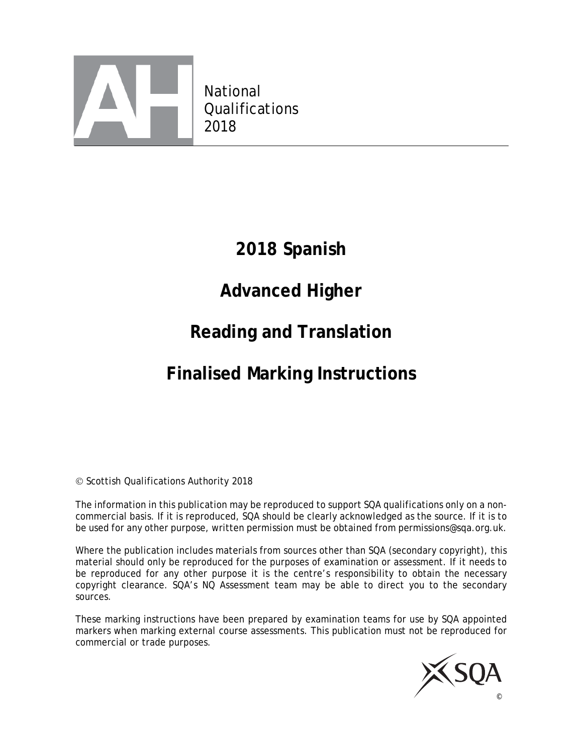National
Qualifications
2018

# 2018 Spanish

# Advanced Higher

# Reading and Translation

# Finalised Marking Instructions

© Scottish Qualifications Authority 2018

The information in this publication may be reproduced to support SQA qualifications only on a non-commercial basis. If it is reproduced, SQA should be clearly acknowledged as the source. If it is to be used for any other purpose, written permission must be obtained from permissions@sqa.org.uk.

Where the publication includes materials from sources other than SQA (secondary copyright), this material should only be reproduced for the purposes of examination or assessment. If it needs to be reproduced for any other purpose it is the centre's responsibility to obtain the necessary copyright clearance. SQA's NQ Assessment team may be able to direct you to the secondary sources.

These marking instructions have been prepared by examination teams for use by SQA appointed markers when marking external course assessments. This publication must not be reproduced for commercial or trade purposes.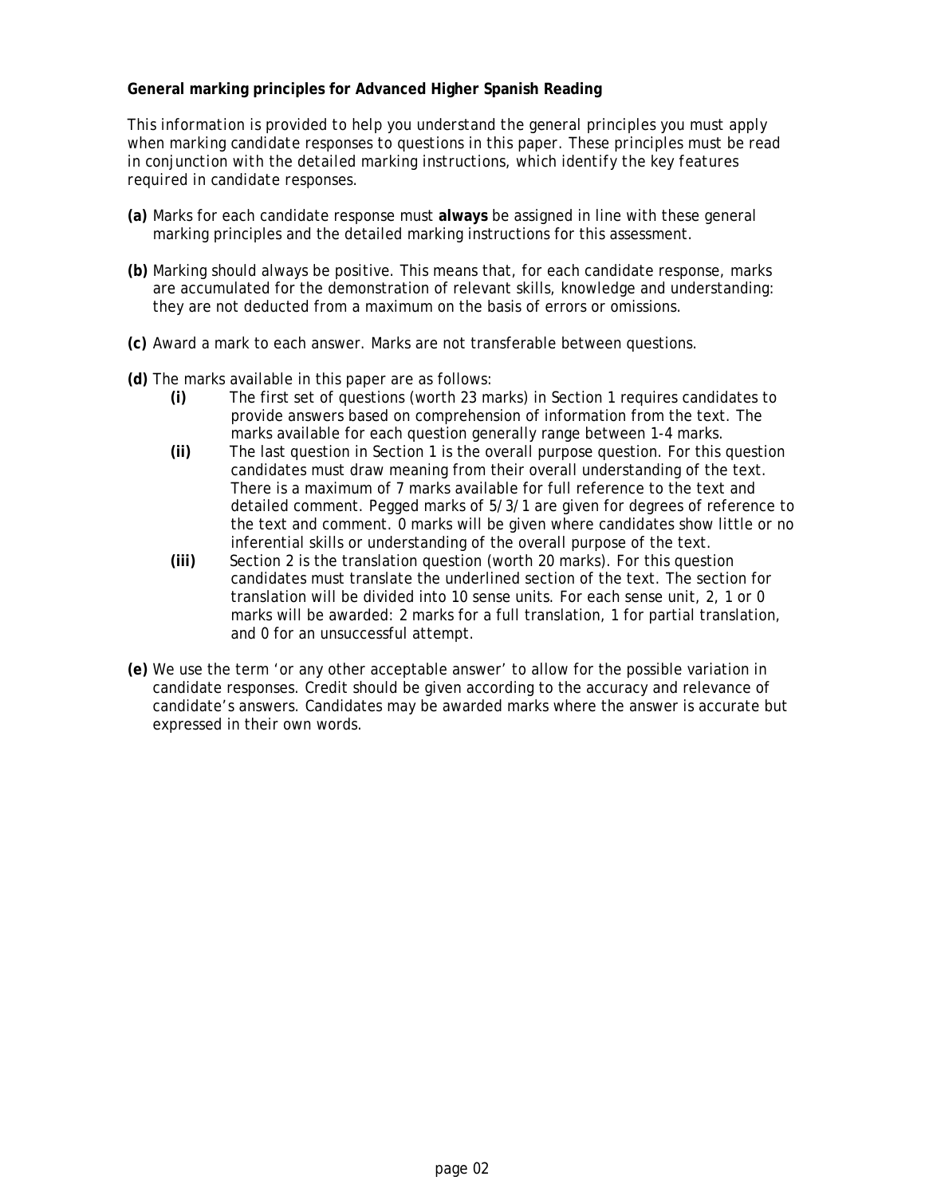**General marking principles for Advanced Higher Spanish Reading**

*This information is provided to help you understand the general principles you must apply when marking candidate responses to questions in this paper. These principles must be read in conjunction with the detailed marking instructions, which identify the key features required in candidate responses.*

**(a)** Marks for each candidate response must **always** be assigned in line with these general marking principles and the detailed marking instructions for this assessment.

**(b)** Marking should always be positive. This means that, for each candidate response, marks are accumulated for the demonstration of relevant skills, knowledge and understanding: they are not deducted from a maximum on the basis of errors or omissions.

**(c)** Award a mark to each answer. Marks are not transferable between questions.

**(d)** The marks available in this paper are as follows:

- **(i)** The first set of questions (worth 23 marks) in Section 1 requires candidates to provide answers based on comprehension of information from the text. The marks available for each question generally range between 1-4 marks.
- **(ii)** The last question in Section 1 is the overall purpose question. For this question candidates must draw meaning from their overall understanding of the text. There is a maximum of 7 marks available for full reference to the text and detailed comment. Pegged marks of 5/3/1 are given for degrees of reference to the text and comment. 0 marks will be given where candidates show little or no inferential skills or understanding of the overall purpose of the text.
- **(iii)** Section 2 is the translation question (worth 20 marks). For this question candidates must translate the underlined section of the text. The section for translation will be divided into 10 sense units. For each sense unit, 2, 1 or 0 marks will be awarded: 2 marks for a full translation, 1 for partial translation, and 0 for an unsuccessful attempt.

**(e)** We use the term 'or any other acceptable answer' to allow for the possible variation in candidate responses. Credit should be given according to the accuracy and relevance of candidate's answers. Candidates may be awarded marks where the answer is accurate but expressed in their own words.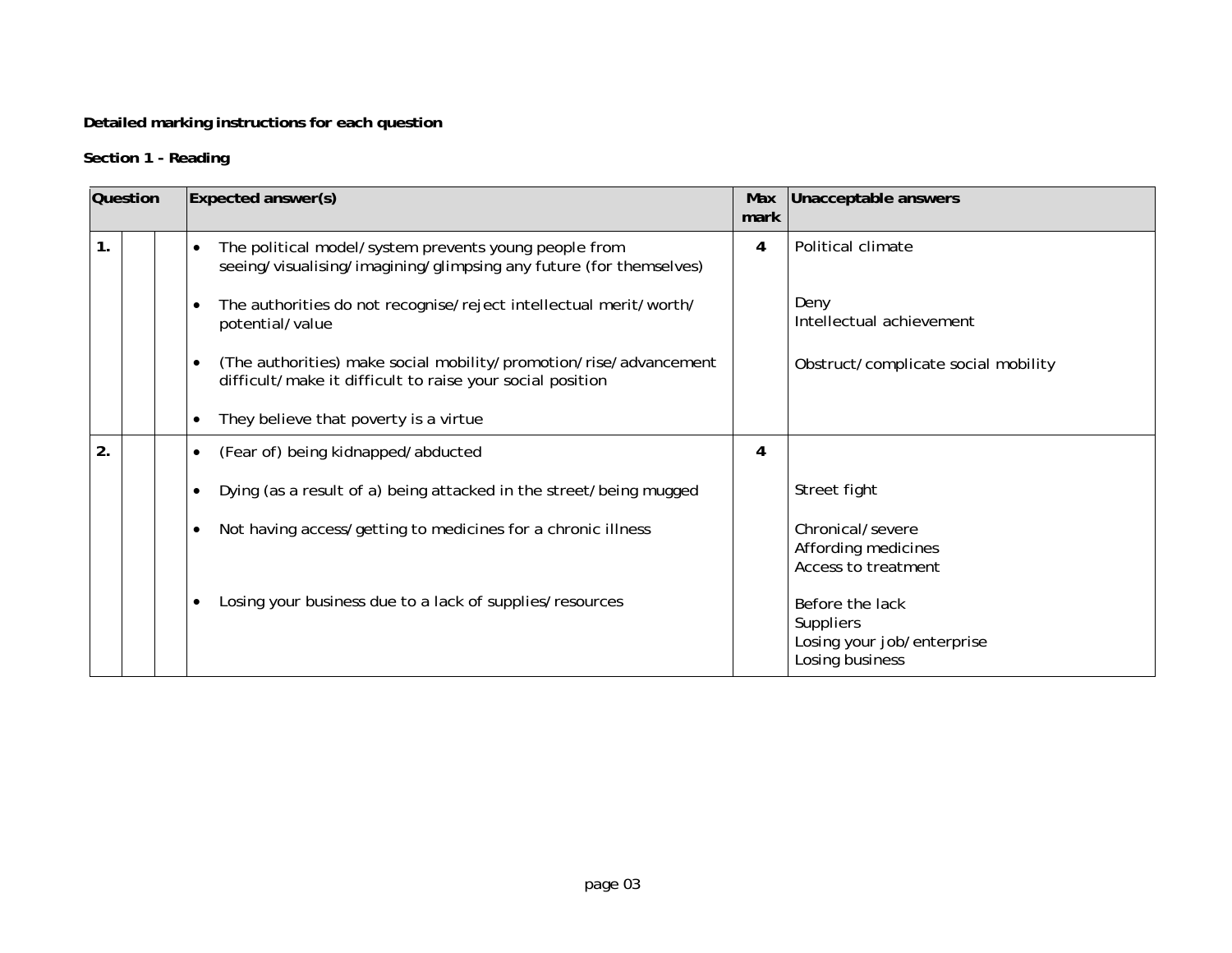**Detailed marking instructions for each question**

**Section 1 - Reading**

| Question | | | Expected answer(s) | Max mark | Unacceptable answers |
|---|---|---|---|---|---|
| 1. | | | • The political model/system prevents young people from seeing/visualising/imagining/glimpsing any future (for themselves)<br><br>• The authorities do not recognise/reject intellectual merit/worth/potential/value<br><br>• (The authorities) make social mobility/promotion/rise/advancement difficult/make it difficult to raise your social position<br><br>• They believe that poverty is a virtue | 4 | Political climate<br><br>Deny<br>Intellectual achievement<br><br>Obstruct/complicate social mobility |
| 2. | | | • (Fear of) being kidnapped/abducted<br><br>• Dying (as a result of a) being attacked in the street/being mugged<br><br>• Not having access/getting to medicines for a chronic illness<br><br>• Losing your business due to a lack of supplies/resources | 4 | <br><br>Street fight<br><br>Chronical/severe<br>Affording medicines<br>Access to treatment<br><br>Before the lack<br>Suppliers<br>Losing your job/enterprise<br>Losing business |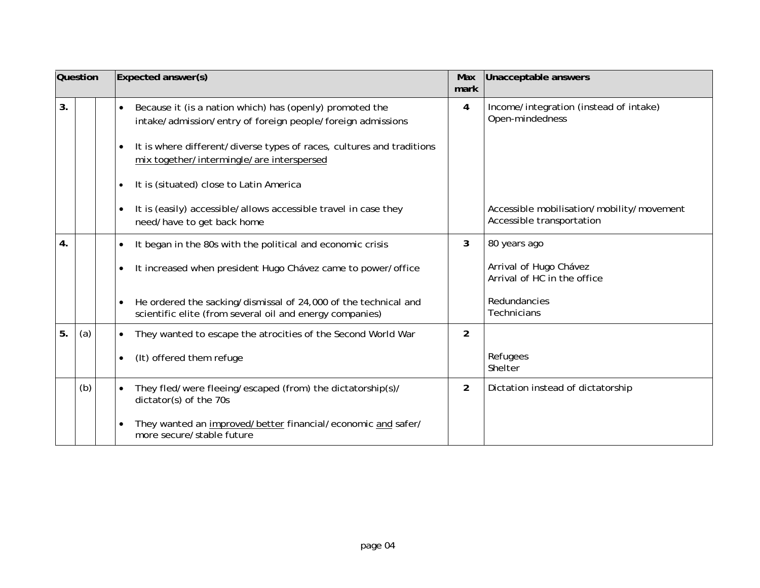| Question | | | Expected answer(s) | Max mark | Unacceptable answers |
|---|---|---|---|---|---|
| 3. | | | • Because it (is a nation which) has (openly) promoted the intake/admission/entry of foreign people/foreign admissions<br><br>• It is where different/diverse types of races, cultures and traditions <u>mix together/intermingle/are interspersed</u><br><br>• It is (situated) close to Latin America<br><br>• It is (easily) accessible/allows accessible travel in case they need/have to get back home | 4 | Income/integration (instead of intake)<br>Open-mindedness<br><br><br><br><br><br>Accessible mobilisation/mobility/movement<br>Accessible transportation |
| 4. | | | • It began in the 80s with the political and economic crisis<br><br>• It increased when president Hugo Chávez came to power/office<br><br>• He ordered the sacking/dismissal of 24,000 of the technical and scientific elite (from several oil and energy companies) | 3 | 80 years ago<br><br>Arrival of Hugo Chávez<br>Arrival of HC in the office<br><br>Redundancies<br>Technicians |
| 5. | (a) | | • They wanted to escape the atrocities of the Second World War<br><br>• (It) offered them refuge | 2 | <br><br>Refugees<br>Shelter |
| | (b) | | • They fled/were fleeing/escaped (from) the dictatorship(s)/ dictator(s) of the 70s<br><br>• They wanted an <u>improved/better</u> financial/economic <u>and</u> safer/ more secure/stable future | 2 | Dictation instead of dictatorship |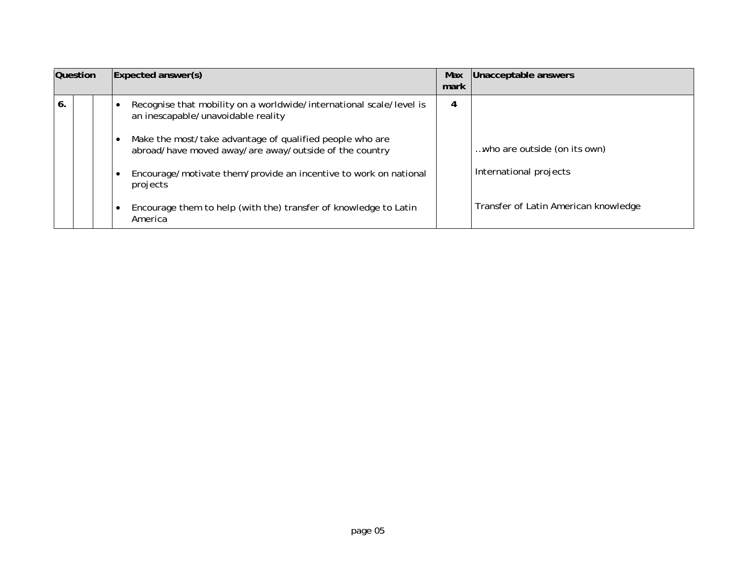| Question | | | Expected answer(s) | Max mark | Unacceptable answers |
|---|---|---|---|---|---|
| 6. | | | • Recognise that mobility on a worldwide/international scale/level is an inescapable/unavoidable reality<br><br>• Make the most/take advantage of qualified people who are abroad/have moved away/are away/outside of the country<br><br>• Encourage/motivate them/provide an incentive to work on national projects<br><br>• Encourage them to help (with the) transfer of knowledge to Latin America | 4 | <br><br>..who are outside (on its own)<br><br>International projects<br><br>Transfer of Latin American knowledge |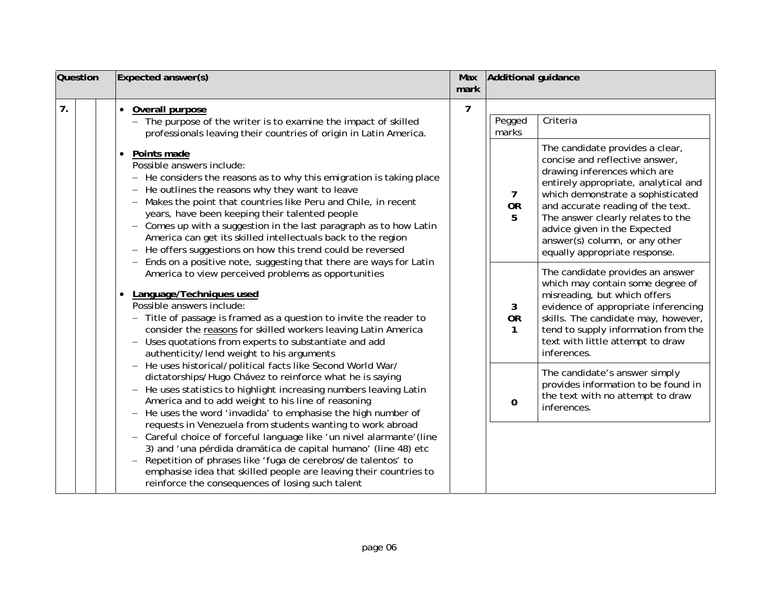| Question | | | Expected answer(s) | Max mark | Additional guidance |
|---|---|---|---|---|---|
| 7. | | | • **Overall purpose**<br>– The purpose of the writer is to examine the impact of skilled professionals leaving their countries of origin in Latin America.<br><br>• **Points made**<br>Possible answers include:<br>– He considers the reasons as to why this emigration is taking place<br>– He outlines the reasons why they want to leave<br>– Makes the point that countries like Peru and Chile, in recent years, have been keeping their talented people<br>– Comes up with a suggestion in the last paragraph as to how Latin America can get its skilled intellectuals back to the region<br>– He offers suggestions on how this trend could be reversed<br>– Ends on a positive note, suggesting that there are ways for Latin America to view perceived problems as opportunities<br><br>• **Language/Techniques used**<br>Possible answers include:<br>– Title of passage is framed as a question to invite the reader to consider the reasons for skilled workers leaving Latin America<br>– Uses quotations from experts to substantiate and add authenticity/lend weight to his arguments<br>– He uses historical/political facts like Second World War/ dictatorships/Hugo Chávez to reinforce what he is saying<br>– He uses statistics to highlight increasing numbers leaving Latin America and to add weight to his line of reasoning<br>– He uses the word 'invadida' to emphasise the high number of requests in Venezuela from students wanting to work abroad<br>– Careful choice of forceful language like 'un nivel alarmante'(line 3) and 'una pérdida dramática de capital humano' (line 48) etc<br>– Repetition of phrases like 'fuga de cerebros/de talentos' to emphasise idea that skilled people are leaving their countries to reinforce the consequences of losing such talent | 7 | **Pegged marks / Criteria**<br><br>**7 OR 5**: The candidate provides a clear, concise and reflective answer, drawing inferences which are entirely appropriate, analytical and which demonstrate a sophisticated and accurate reading of the text. The answer clearly relates to the advice given in the Expected answer(s) column, or any other equally appropriate response.<br><br>**3 OR 1**: The candidate provides an answer which may contain some degree of misreading, but which offers evidence of appropriate inferencing skills. The candidate may, however, tend to supply information from the text with little attempt to draw inferences.<br><br>**0**: The candidate's answer simply provides information to be found in the text with no attempt to draw inferences. |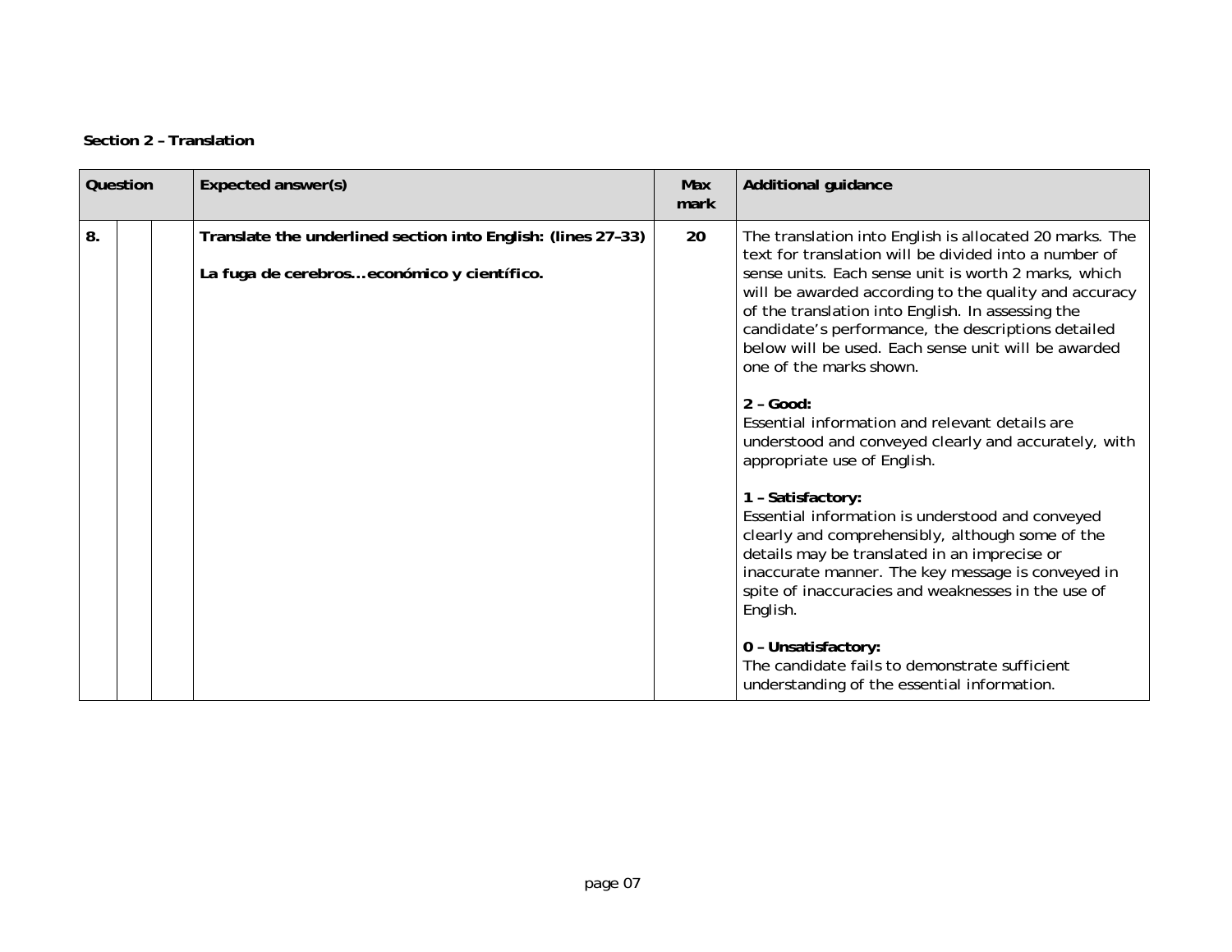**Section 2 – Translation**

| Question | | | Expected answer(s) | Max mark | Additional guidance |
|---|---|---|---|---|---|
| 8. | | | **Translate the underlined section into English: (lines 27–33)**<br><br>**La fuga de cerebros...económico y científico.** | **20** | The translation into English is allocated 20 marks. The text for translation will be divided into a number of sense units. Each sense unit is worth 2 marks, which will be awarded according to the quality and accuracy of the translation into English. In assessing the candidate's performance, the descriptions detailed below will be used. Each sense unit will be awarded one of the marks shown.<br><br>**2 – Good:**<br>Essential information and relevant details are understood and conveyed clearly and accurately, with appropriate use of English.<br><br>**1 – Satisfactory:**<br>Essential information is understood and conveyed clearly and comprehensibly, although some of the details may be translated in an imprecise or inaccurate manner. The key message is conveyed in spite of inaccuracies and weaknesses in the use of English.<br><br>**0 – Unsatisfactory:**<br>The candidate fails to demonstrate sufficient understanding of the essential information. |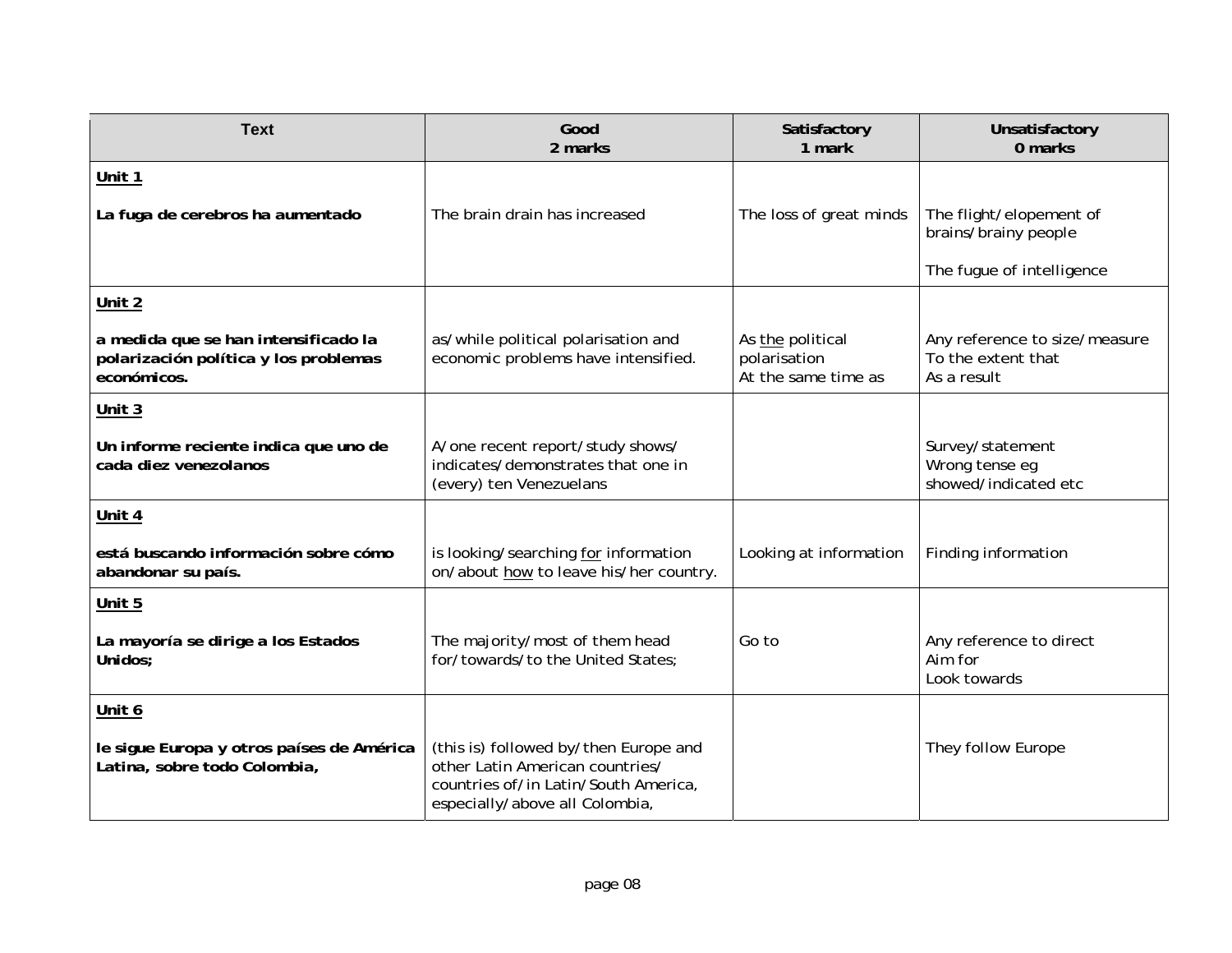| Text | Good<br>2 marks | Satisfactory<br>1 mark | Unsatisfactory<br>0 marks |
|---|---|---|---|
| **Unit 1**<br><br>**La fuga de cerebros ha aumentado** | The brain drain has increased | The loss of great minds | The flight/elopement of brains/brainy people<br><br>The fugue of intelligence |
| **Unit 2**<br><br>**a medida que se han intensificado la polarización política y los problemas económicos.** | as/while political polarisation and economic problems have intensified. | As <u>the</u> political polarisation<br>At the same time as | Any reference to size/measure<br>To the extent that<br>As a result |
| **Unit 3**<br><br>**Un informe reciente indica que uno de cada diez venezolanos** | A/one recent report/study shows/ indicates/demonstrates that one in (every) ten Venezuelans | | Survey/statement<br>Wrong tense eg showed/indicated etc |
| **Unit 4**<br><br>**está buscando información sobre cómo abandonar su país.** | is looking/searching <u>for</u> information on/about <u>how</u> to leave his/her country. | Looking at information | Finding information |
| **Unit 5**<br><br>**La mayoría se dirige a los Estados Unidos;** | The majority/most of them head for/towards/to the United States; | Go to | Any reference to direct<br>Aim for<br>Look towards |
| **Unit 6**<br><br>**le sigue Europa y otros países de América Latina, sobre todo Colombia,** | (this is) followed by/then Europe and other Latin American countries/ countries of/in Latin/South America, especially/above all Colombia, | | They follow Europe |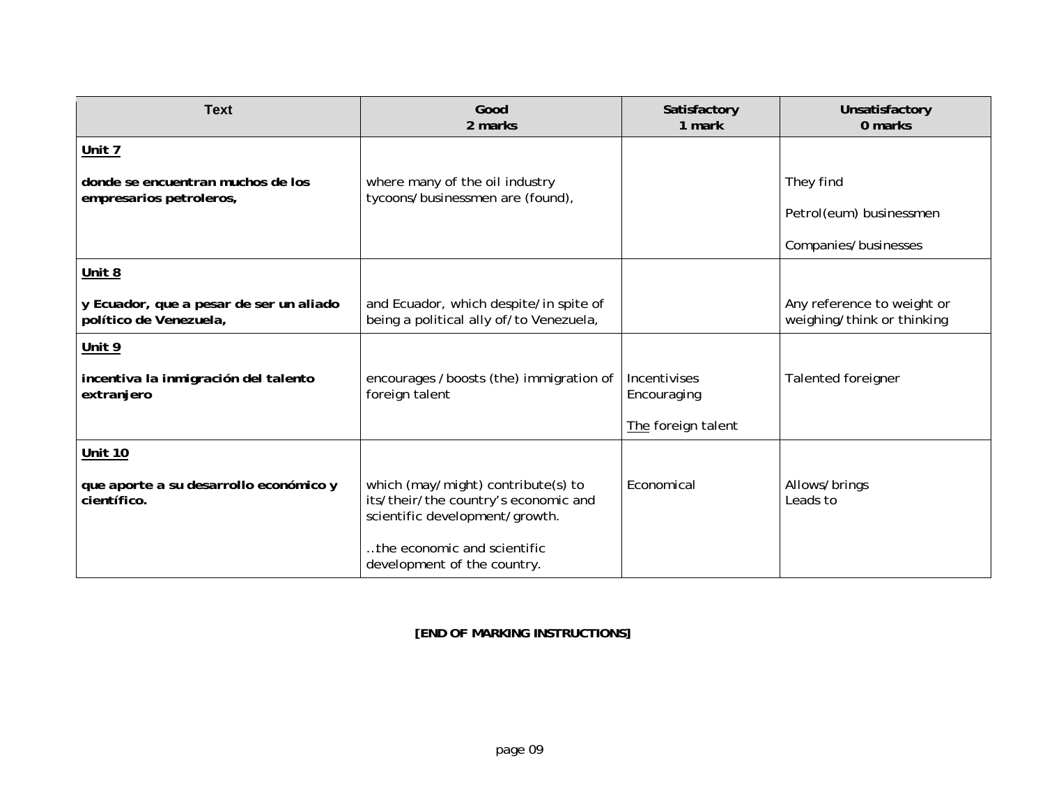| Text | Good<br>2 marks | Satisfactory<br>1 mark | Unsatisfactory<br>0 marks |
|---|---|---|---|
| **Unit 7**<br><br>**donde se encuentran muchos de los empresarios petroleros,** | where many of the oil industry tycoons/businessmen are (found), | | They find<br><br>Petrol(eum) businessmen<br><br>Companies/businesses |
| **Unit 8**<br><br>**y Ecuador, que a pesar de ser un aliado político de Venezuela,** | and Ecuador, which despite/in spite of being a political ally of/to Venezuela, | | Any reference to weight or weighing/think or thinking |
| **Unit 9**<br><br>**incentiva la inmigración del talento extranjero** | encourages /boosts (the) immigration of foreign talent | Incentivises<br>Encouraging<br><br><u>The</u> foreign talent | Talented foreigner |
| **Unit 10**<br><br>**que aporte a su desarrollo económico y científico.** | which (may/might) contribute(s) to its/their/the country's economic and scientific development/growth.<br><br>..the economic and scientific development of the country. | Economical | Allows/brings<br>Leads to |

**[END OF MARKING INSTRUCTIONS]**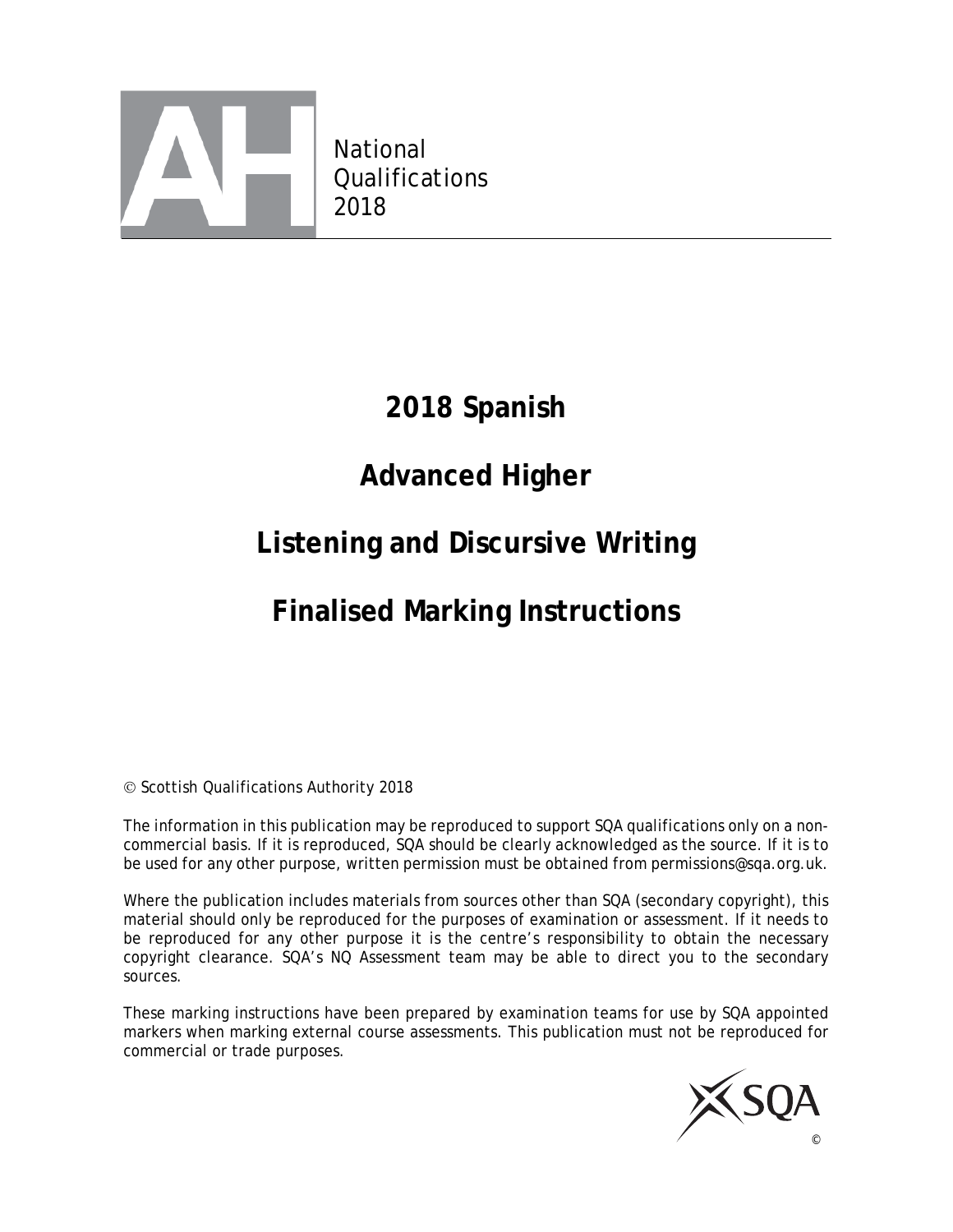# 2018 Spanish

# Advanced Higher

# Listening and Discursive Writing

# Finalised Marking Instructions

© Scottish Qualifications Authority 2018

The information in this publication may be reproduced to support SQA qualifications only on a non-commercial basis. If it is reproduced, SQA should be clearly acknowledged as the source. If it is to be used for any other purpose, written permission must be obtained from permissions@sqa.org.uk.

Where the publication includes materials from sources other than SQA (secondary copyright), this material should only be reproduced for the purposes of examination or assessment. If it needs to be reproduced for any other purpose it is the centre's responsibility to obtain the necessary copyright clearance. SQA's NQ Assessment team may be able to direct you to the secondary sources.

These marking instructions have been prepared by examination teams for use by SQA appointed markers when marking external course assessments. This publication must not be reproduced for commercial or trade purposes.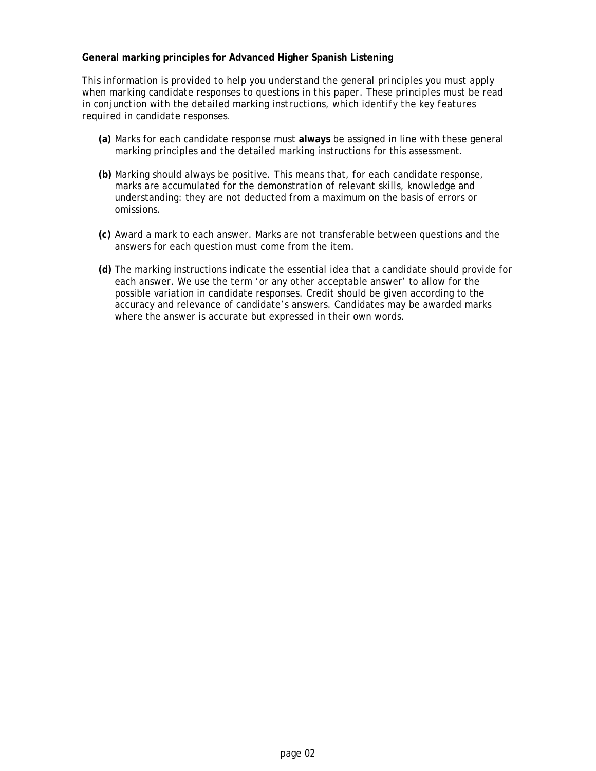**General marking principles for Advanced Higher Spanish Listening**

*This information is provided to help you understand the general principles you must apply when marking candidate responses to questions in this paper. These principles must be read in conjunction with the detailed marking instructions, which identify the key features required in candidate responses.*

**(a)** Marks for each candidate response must **always** be assigned in line with these general marking principles and the detailed marking instructions for this assessment.

**(b)** Marking should always be positive. This means that, for each candidate response, marks are accumulated for the demonstration of relevant skills, knowledge and understanding: they are not deducted from a maximum on the basis of errors or omissions.

**(c)** Award a mark to each answer. Marks are not transferable between questions and the answers for each question must come from the item.

**(d)** The marking instructions indicate the essential idea that a candidate should provide for each answer. We use the term 'or any other acceptable answer' to allow for the possible variation in candidate responses. Credit should be given according to the accuracy and relevance of candidate's answers. Candidates may be awarded marks where the answer is accurate but expressed in their own words.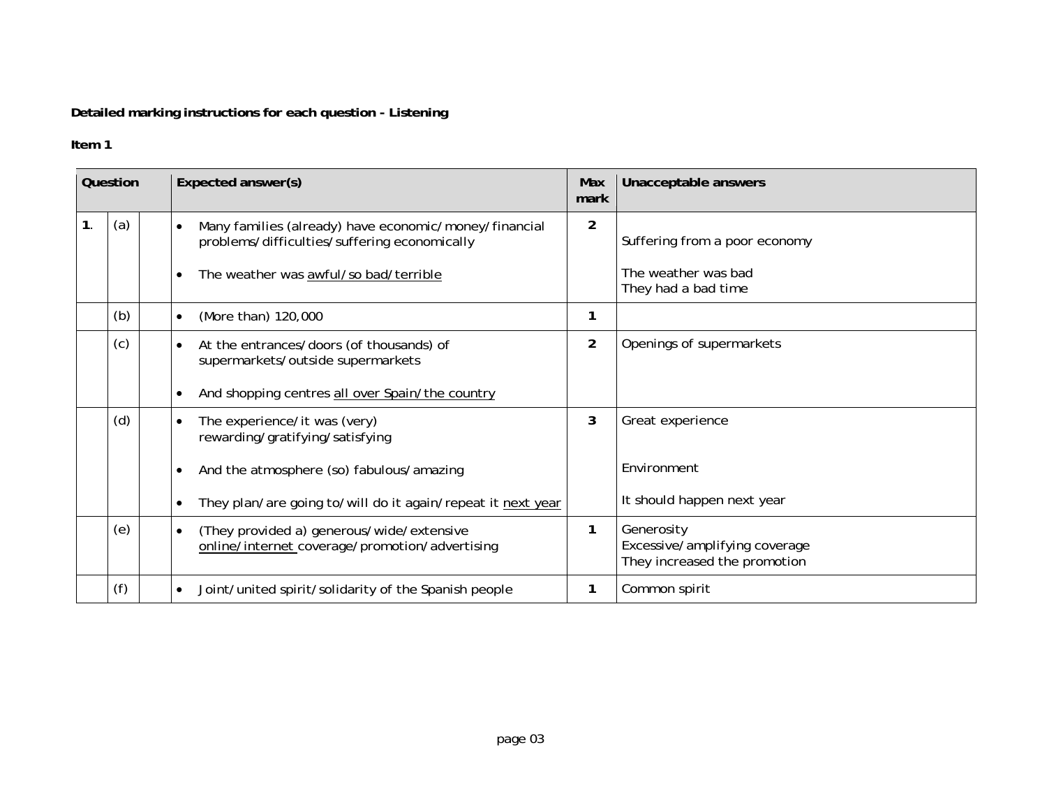**Detailed marking instructions for each question - Listening**

**Item 1**

| Question | | | Expected answer(s) | Max mark | Unacceptable answers |
|---|---|---|---|---|---|
| **1**. | (a) | | • Many families (already) have economic/money/financial problems/difficulties/suffering economically<br><br>• The weather was <u>awful/so bad/terrible</u> | **2** | Suffering from a poor economy<br><br>The weather was bad<br>They had a bad time |
| | (b) | | • (More than) 120,000 | **1** | |
| | (c) | | • At the entrances/doors (of thousands) of supermarkets/outside supermarkets<br><br>• And shopping centres <u>all over Spain/the country</u> | **2** | Openings of supermarkets |
| | (d) | | • The experience/it was (very) rewarding/gratifying/satisfying<br><br>• And the atmosphere (so) fabulous/amazing<br><br>• They plan/are going to/will do it again/repeat it <u>next year</u> | **3** | Great experience<br><br>Environment<br><br>It should happen next year |
| | (e) | | • (They provided a) generous/wide/extensive <u>online/internet</u> coverage/promotion/advertising | **1** | Generosity<br>Excessive/amplifying coverage<br>They increased the promotion |
| | (f) | | • Joint/united spirit/solidarity of the Spanish people | **1** | Common spirit |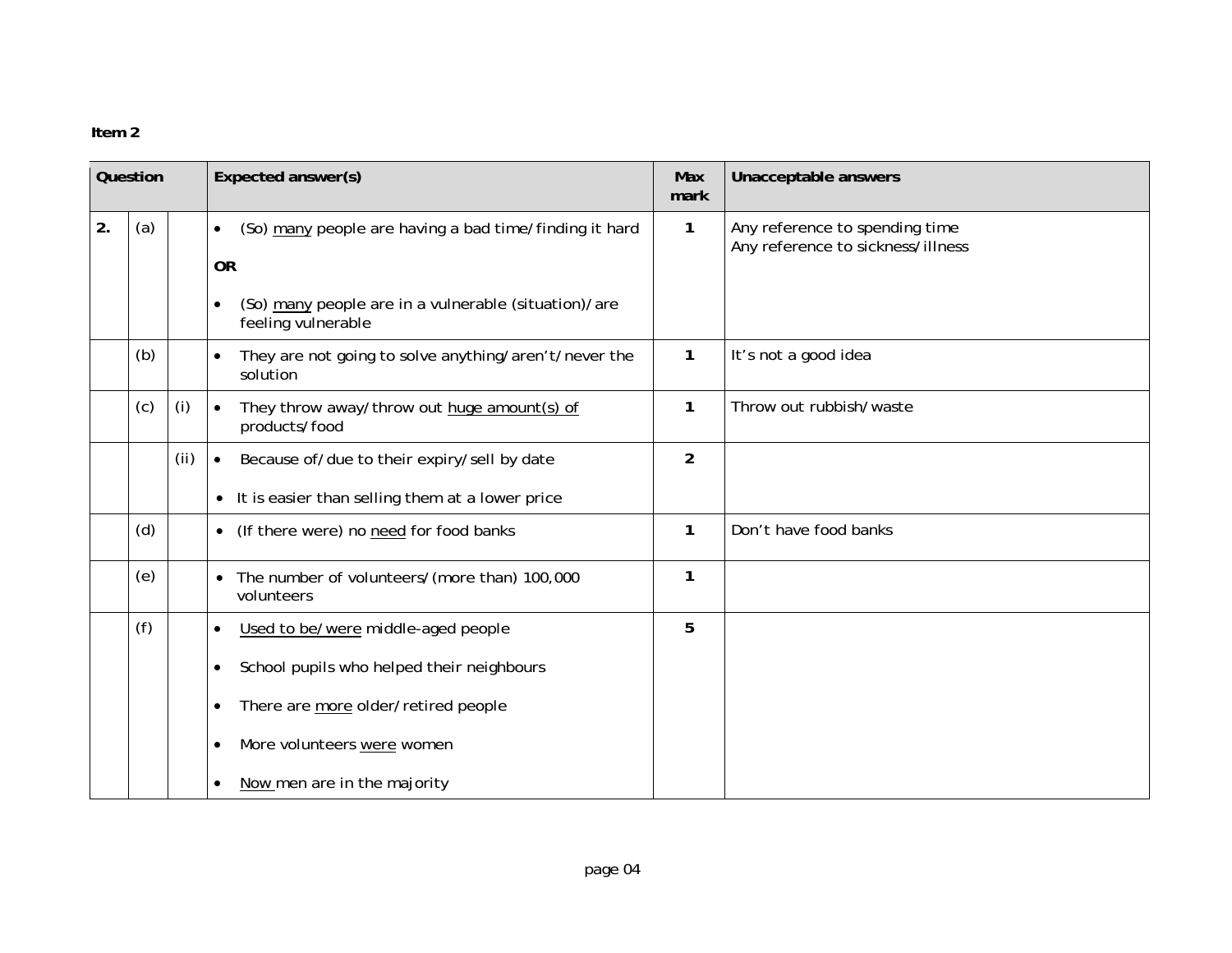**Item 2**

| Question | | | Expected answer(s) | Max mark | Unacceptable answers |
|---|---|---|---|---|---|
| 2. | (a) | | • (So) <u>many</u> people are having a bad time/finding it hard<br><br>**OR**<br><br>• (So) <u>many</u> people are in a vulnerable (situation)/are feeling vulnerable | 1 | Any reference to spending time<br>Any reference to sickness/illness |
| | (b) | | • They are not going to solve anything/aren't/never the solution | 1 | It's not a good idea |
| | (c) | (i) | • They throw away/throw out <u>huge amount(s) of</u> products/food | 1 | Throw out rubbish/waste |
| | | (ii) | • Because of/due to their expiry/sell by date<br><br>• It is easier than selling them at a lower price | 2 | |
| | (d) | | • (If there were) no <u>need</u> for food banks | 1 | Don't have food banks |
| | (e) | | • The number of volunteers/(more than) 100,000 volunteers | 1 | |
| | (f) | | • <u>Used to be/were</u> middle-aged people<br><br>• School pupils who helped their neighbours<br><br>• There are <u>more</u> older/retired people<br><br>• More volunteers <u>were</u> women<br><br>• <u>Now</u> men are in the majority | 5 | |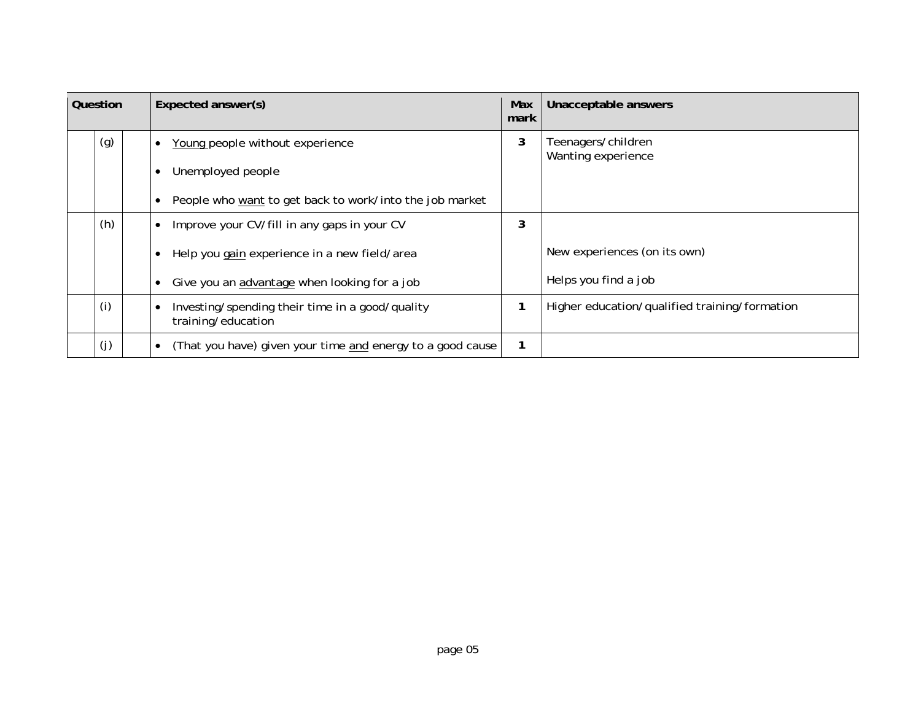| Question | | | Expected answer(s) | Max mark | Unacceptable answers |
|---|---|---|---|---|---|
| | (g) | | • Young people without experience<br>• Unemployed people<br>• People who want to get back to work/into the job market | 3 | Teenagers/children<br>Wanting experience |
| | (h) | | • Improve your CV/fill in any gaps in your CV<br>• Help you gain experience in a new field/area<br>• Give you an advantage when looking for a job | 3 | New experiences (on its own)<br>Helps you find a job |
| | (i) | | • Investing/spending their time in a good/quality training/education | 1 | Higher education/qualified training/formation |
| | (j) | | • (That you have) given your time and energy to a good cause | 1 | |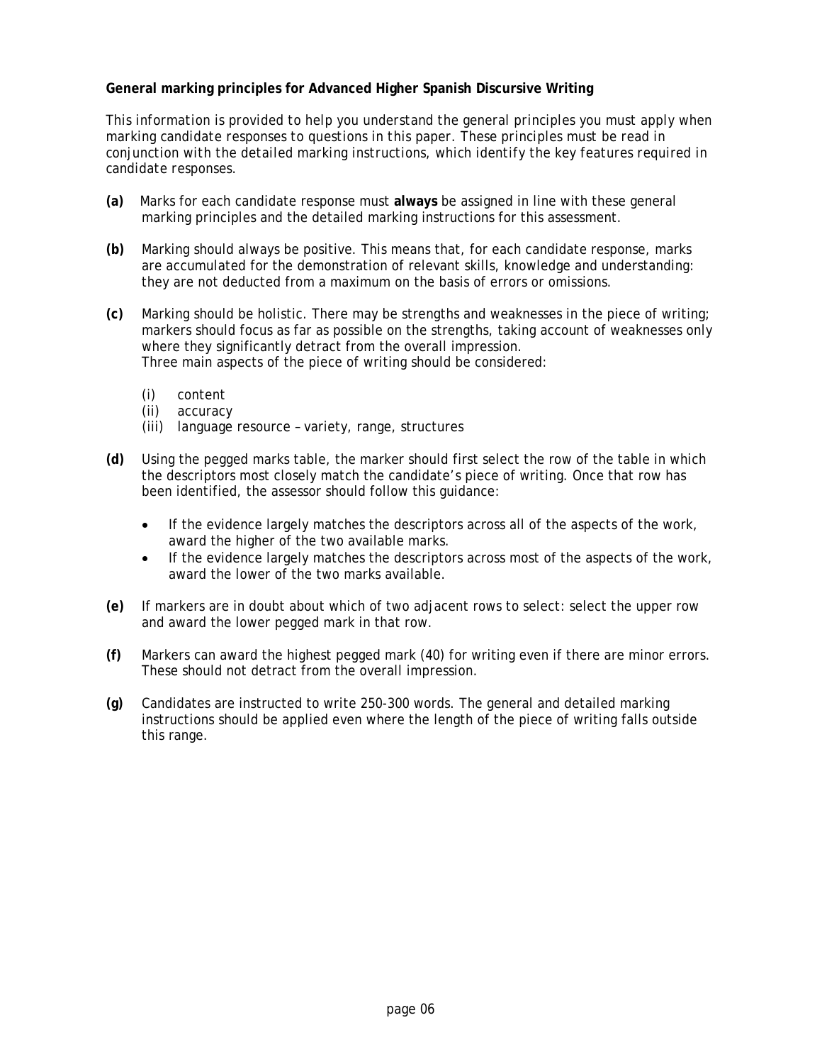**General marking principles for Advanced Higher Spanish Discursive Writing**

*This information is provided to help you understand the general principles you must apply when marking candidate responses to questions in this paper. These principles must be read in conjunction with the detailed marking instructions, which identify the key features required in candidate responses.*

**(a)** Marks for each candidate response must **always** be assigned in line with these general marking principles and the detailed marking instructions for this assessment.

**(b)** Marking should always be positive. This means that, for each candidate response, marks are accumulated for the demonstration of relevant skills, knowledge and understanding: they are not deducted from a maximum on the basis of errors or omissions.

**(c)** Marking should be holistic. There may be strengths and weaknesses in the piece of writing; markers should focus as far as possible on the strengths, taking account of weaknesses only where they significantly detract from the overall impression.
Three main aspects of the piece of writing should be considered:

(i) content
(ii) accuracy
(iii) language resource – variety, range, structures

**(d)** Using the pegged marks table, the marker should first select the row of the table in which the descriptors most closely match the candidate's piece of writing. Once that row has been identified, the assessor should follow this guidance:

- If the evidence largely matches the descriptors across all of the aspects of the work, award the higher of the two available marks.
- If the evidence largely matches the descriptors across most of the aspects of the work, award the lower of the two marks available.

**(e)** If markers are in doubt about which of two adjacent rows to select: select the upper row and award the lower pegged mark in that row.

**(f)** Markers can award the highest pegged mark (40) for writing even if there are minor errors. These should not detract from the overall impression.

**(g)** Candidates are instructed to write 250-300 words. The general and detailed marking instructions should be applied even where the length of the piece of writing falls outside this range.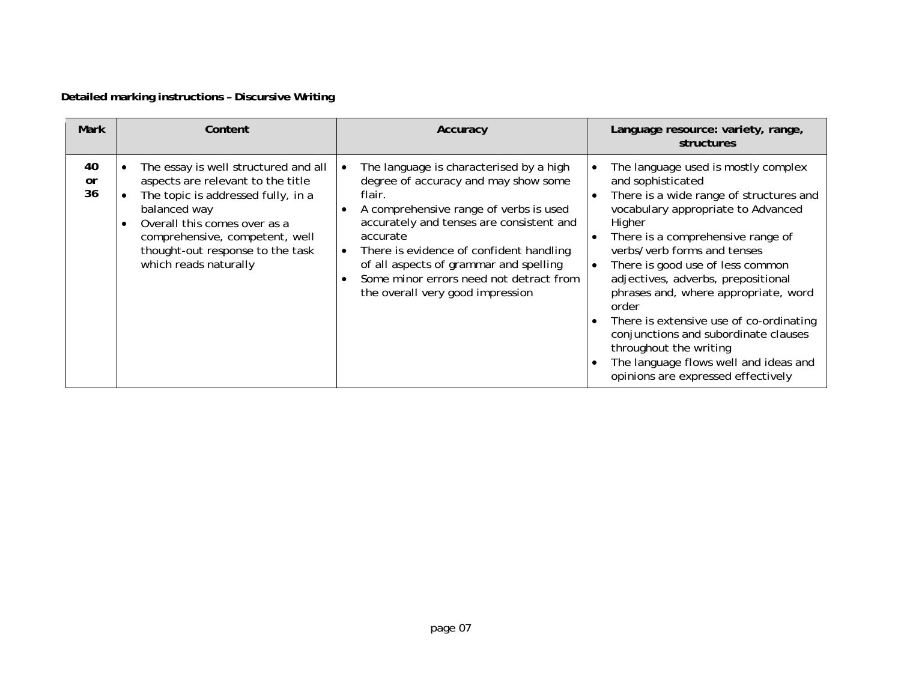**Detailed marking instructions – Discursive Writing**

| Mark | Content | Accuracy | Language resource: variety, range, structures |
| --- | --- | --- | --- |
| 40 or 36 | • The essay is well structured and all aspects are relevant to the title<br>• The topic is addressed fully, in a balanced way<br>• Overall this comes over as a comprehensive, competent, well thought-out response to the task which reads naturally | • The language is characterised by a high degree of accuracy and may show some flair.<br>• A comprehensive range of verbs is used accurately and tenses are consistent and accurate<br>• There is evidence of confident handling of all aspects of grammar and spelling<br>• Some minor errors need not detract from the overall very good impression | • The language used is mostly complex and sophisticated<br>• There is a wide range of structures and vocabulary appropriate to Advanced Higher<br>• There is a comprehensive range of verbs/verb forms and tenses<br>• There is good use of less common adjectives, adverbs, prepositional phrases and, where appropriate, word order<br>• There is extensive use of co-ordinating conjunctions and subordinate clauses throughout the writing<br>• The language flows well and ideas and opinions are expressed effectively |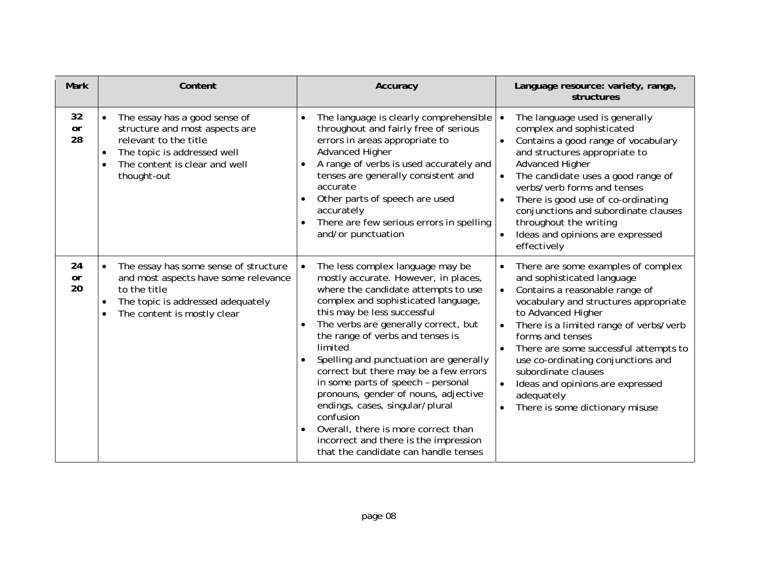| Mark | Content | Accuracy | Language resource: variety, range, structures |
|---|---|---|---|
| 32 or 28 | • The essay has a good sense of structure and most aspects are relevant to the title<br>• The topic is addressed well<br>• The content is clear and well thought-out | • The language is clearly comprehensible throughout and fairly free of serious errors in areas appropriate to Advanced Higher<br>• A range of verbs is used accurately and tenses are generally consistent and accurate<br>• Other parts of speech are used accurately<br>• There are few serious errors in spelling and/or punctuation | • The language used is generally complex and sophisticated<br>• Contains a good range of vocabulary and structures appropriate to Advanced Higher<br>• The candidate uses a good range of verbs/verb forms and tenses<br>• There is good use of co-ordinating conjunctions and subordinate clauses throughout the writing<br>• Ideas and opinions are expressed effectively |
| 24 or 20 | • The essay has some sense of structure and most aspects have some relevance to the title<br>• The topic is addressed adequately<br>• The content is mostly clear | • The less complex language may be mostly accurate. However, in places, where the candidate attempts to use complex and sophisticated language, this may be less successful<br>• The verbs are generally correct, but the range of verbs and tenses is limited<br>• Spelling and punctuation are generally correct but there may be a few errors in some parts of speech – personal pronouns, gender of nouns, adjective endings, cases, singular/plural confusion<br>• Overall, there is more correct than incorrect and there is the impression that the candidate can handle tenses | • There are some examples of complex and sophisticated language<br>• Contains a reasonable range of vocabulary and structures appropriate to Advanced Higher<br>• There is a limited range of verbs/verb forms and tenses<br>• There are some successful attempts to use co-ordinating conjunctions and subordinate clauses<br>• Ideas and opinions are expressed adequately<br>• There is some dictionary misuse |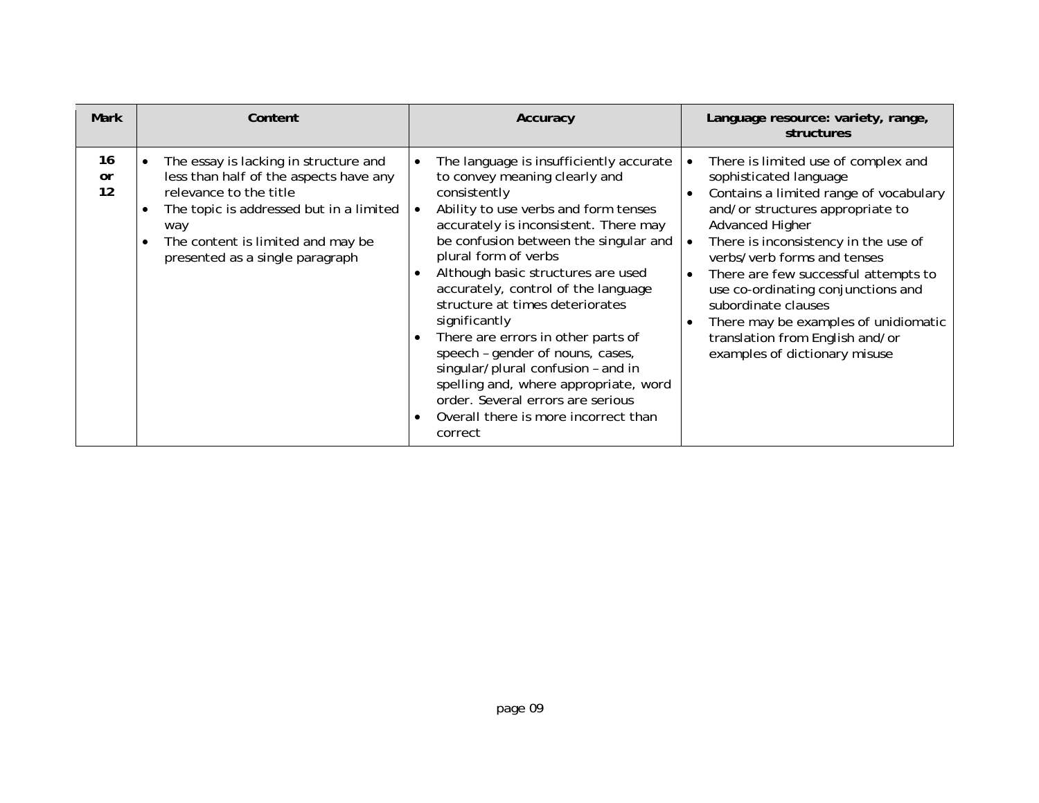| Mark | Content | Accuracy | Language resource: variety, range, structures |
| --- | --- | --- | --- |
| 16 or 12 | • The essay is lacking in structure and less than half of the aspects have any relevance to the title<br>• The topic is addressed but in a limited way<br>• The content is limited and may be presented as a single paragraph | • The language is insufficiently accurate to convey meaning clearly and consistently<br>• Ability to use verbs and form tenses accurately is inconsistent. There may be confusion between the singular and plural form of verbs<br>• Although basic structures are used accurately, control of the language structure at times deteriorates significantly<br>• There are errors in other parts of speech – gender of nouns, cases, singular/plural confusion – and in spelling and, where appropriate, word order. Several errors are serious<br>• Overall there is more incorrect than correct | • There is limited use of complex and sophisticated language<br>• Contains a limited range of vocabulary and/or structures appropriate to Advanced Higher<br>• There is inconsistency in the use of verbs/verb forms and tenses<br>• There are few successful attempts to use co-ordinating conjunctions and subordinate clauses<br>• There may be examples of unidiomatic translation from English and/or examples of dictionary misuse |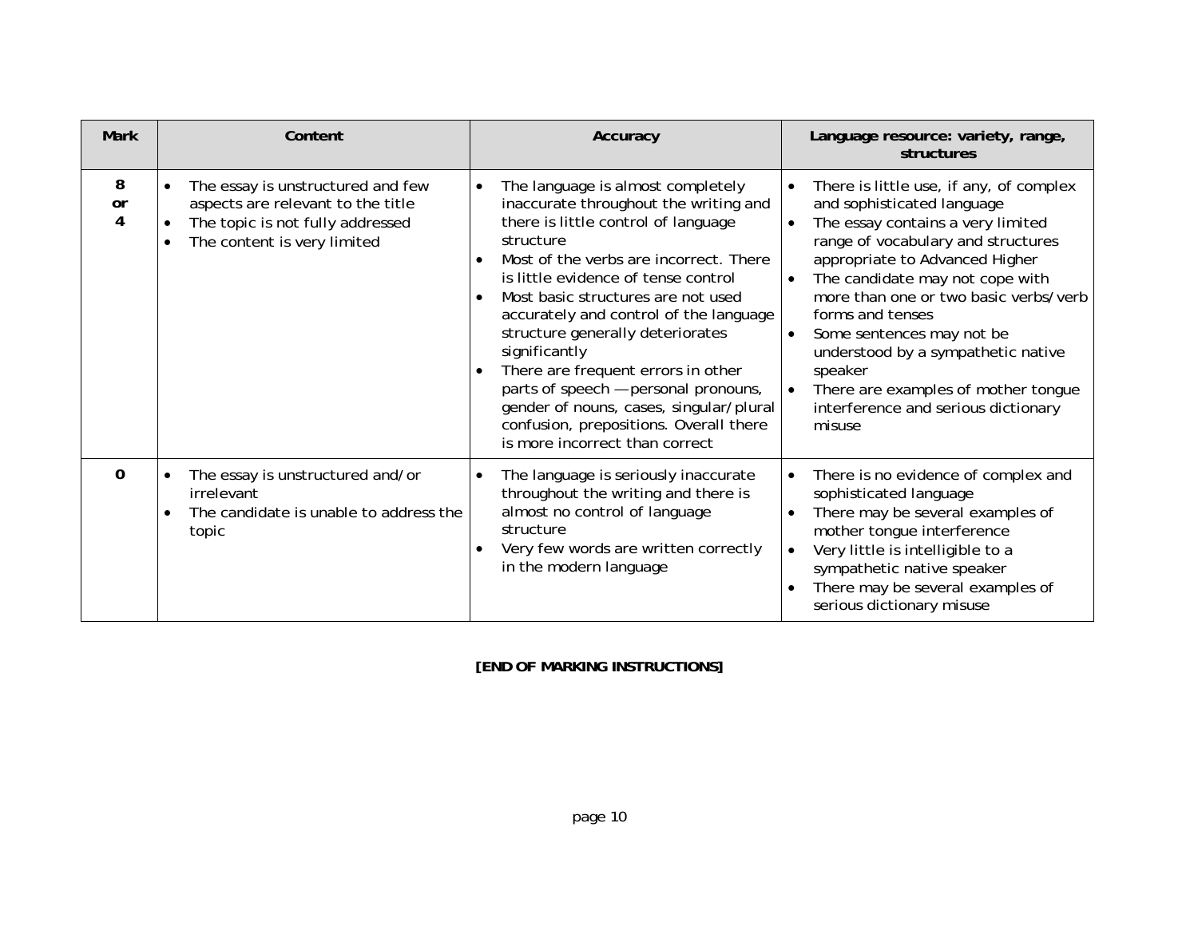| Mark | Content | Accuracy | Language resource: variety, range, structures |
|---|---|---|---|
| 8 or 4 | • The essay is unstructured and few aspects are relevant to the title<br>• The topic is not fully addressed<br>• The content is very limited | • The language is almost completely inaccurate throughout the writing and there is little control of language structure<br>• Most of the verbs are incorrect. There is little evidence of tense control<br>• Most basic structures are not used accurately and control of the language structure generally deteriorates significantly<br>• There are frequent errors in other parts of speech — personal pronouns, gender of nouns, cases, singular/plural confusion, prepositions. Overall there is more incorrect than correct | • There is little use, if any, of complex and sophisticated language<br>• The essay contains a very limited range of vocabulary and structures appropriate to Advanced Higher<br>• The candidate may not cope with more than one or two basic verbs/verb forms and tenses<br>• Some sentences may not be understood by a sympathetic native speaker<br>• There are examples of mother tongue interference and serious dictionary misuse |
| 0 | • The essay is unstructured and/or irrelevant<br>• The candidate is unable to address the topic | • The language is seriously inaccurate throughout the writing and there is almost no control of language structure<br>• Very few words are written correctly in the modern language | • There is no evidence of complex and sophisticated language<br>• There may be several examples of mother tongue interference<br>• Very little is intelligible to a sympathetic native speaker<br>• There may be several examples of serious dictionary misuse |

**[END OF MARKING INSTRUCTIONS]**